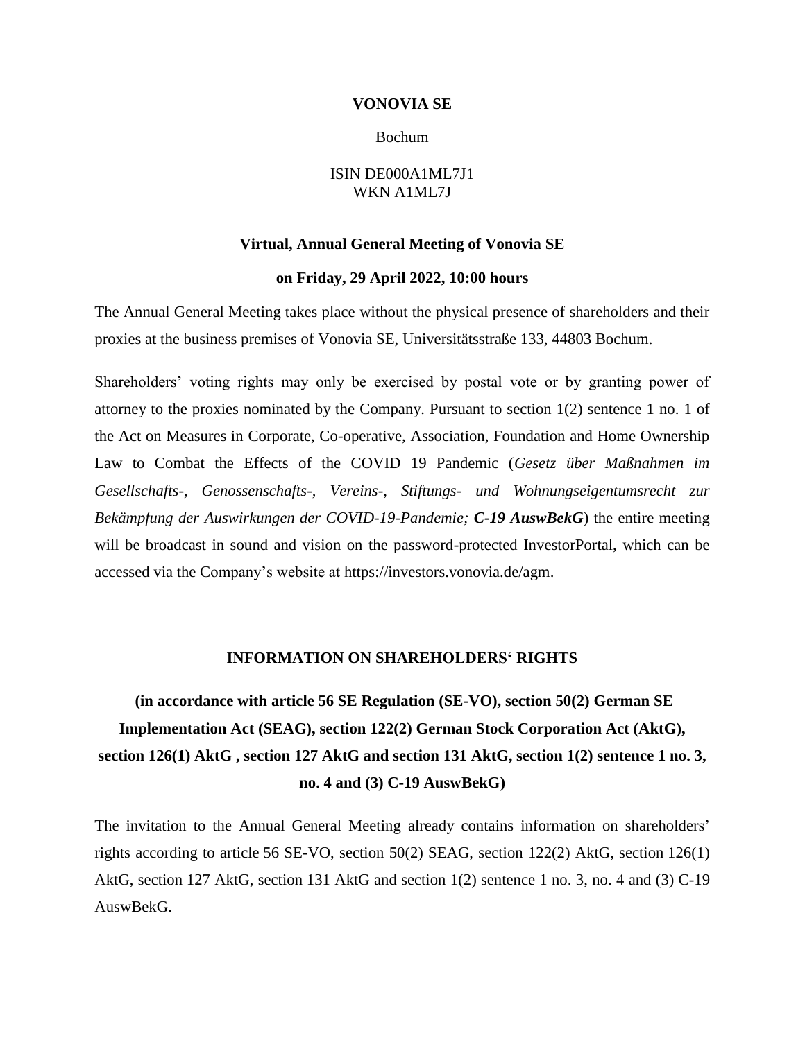**VONOVIA SE**

Bochum

ISIN DE000A1ML7J1
WKN A1ML7J

**Virtual, Annual General Meeting of Vonovia SE**

**on Friday, 29 April 2022, 10:00 hours**

The Annual General Meeting takes place without the physical presence of shareholders and their proxies at the business premises of Vonovia SE, Universitätsstraße 133, 44803 Bochum.

Shareholders' voting rights may only be exercised by postal vote or by granting power of attorney to the proxies nominated by the Company. Pursuant to section 1(2) sentence 1 no. 1 of the Act on Measures in Corporate, Co-operative, Association, Foundation and Home Ownership Law to Combat the Effects of the COVID 19 Pandemic (*Gesetz über Maßnahmen im Gesellschafts-, Genossenschafts-, Vereins-, Stiftungs- und Wohnungseigentumsrecht zur Bekämpfung der Auswirkungen der COVID-19-Pandemie;* ***C-19 AuswBekG***) the entire meeting will be broadcast in sound and vision on the password-protected InvestorPortal, which can be accessed via the Company's website at https://investors.vonovia.de/agm.

## INFORMATION ON SHAREHOLDERS' RIGHTS

## (in accordance with article 56 SE Regulation (SE-VO), section 50(2) German SE Implementation Act (SEAG), section 122(2) German Stock Corporation Act (AktG), section 126(1) AktG , section 127 AktG and section 131 AktG, section 1(2) sentence 1 no. 3, no. 4 and (3) C-19 AuswBekG)

The invitation to the Annual General Meeting already contains information on shareholders' rights according to article 56 SE-VO, section 50(2) SEAG, section 122(2) AktG, section 126(1) AktG, section 127 AktG, section 131 AktG and section 1(2) sentence 1 no. 3, no. 4 and (3) C-19 AuswBekG.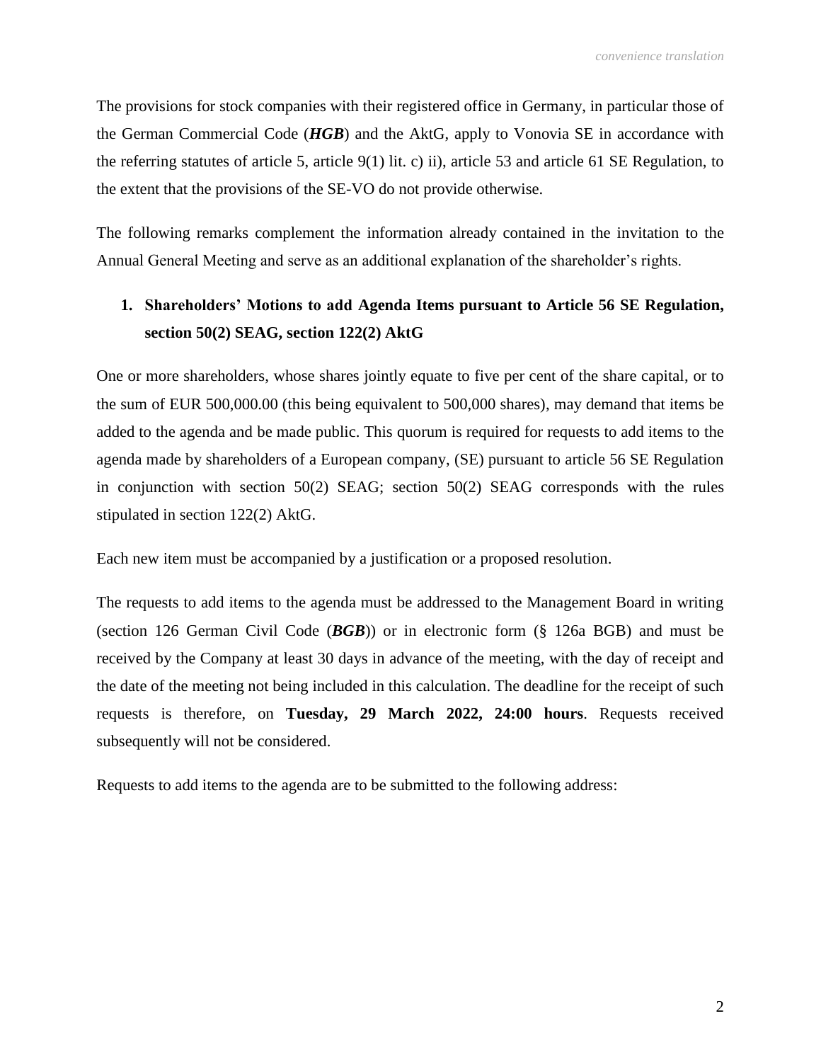The provisions for stock companies with their registered office in Germany, in particular those of the German Commercial Code (***HGB***) and the AktG, apply to Vonovia SE in accordance with the referring statutes of article 5, article 9(1) lit. c) ii), article 53 and article 61 SE Regulation, to the extent that the provisions of the SE-VO do not provide otherwise.

The following remarks complement the information already contained in the invitation to the Annual General Meeting and serve as an additional explanation of the shareholder's rights.

## 1. Shareholders' Motions to add Agenda Items pursuant to Article 56 SE Regulation, section 50(2) SEAG, section 122(2) AktG

One or more shareholders, whose shares jointly equate to five per cent of the share capital, or to the sum of EUR 500,000.00 (this being equivalent to 500,000 shares), may demand that items be added to the agenda and be made public. This quorum is required for requests to add items to the agenda made by shareholders of a European company, (SE) pursuant to article 56 SE Regulation in conjunction with section 50(2) SEAG; section 50(2) SEAG corresponds with the rules stipulated in section 122(2) AktG.

Each new item must be accompanied by a justification or a proposed resolution.

The requests to add items to the agenda must be addressed to the Management Board in writing (section 126 German Civil Code (***BGB***)) or in electronic form (§ 126a BGB) and must be received by the Company at least 30 days in advance of the meeting, with the day of receipt and the date of the meeting not being included in this calculation. The deadline for the receipt of such requests is therefore, on **Tuesday, 29 March 2022, 24:00 hours**. Requests received subsequently will not be considered.

Requests to add items to the agenda are to be submitted to the following address: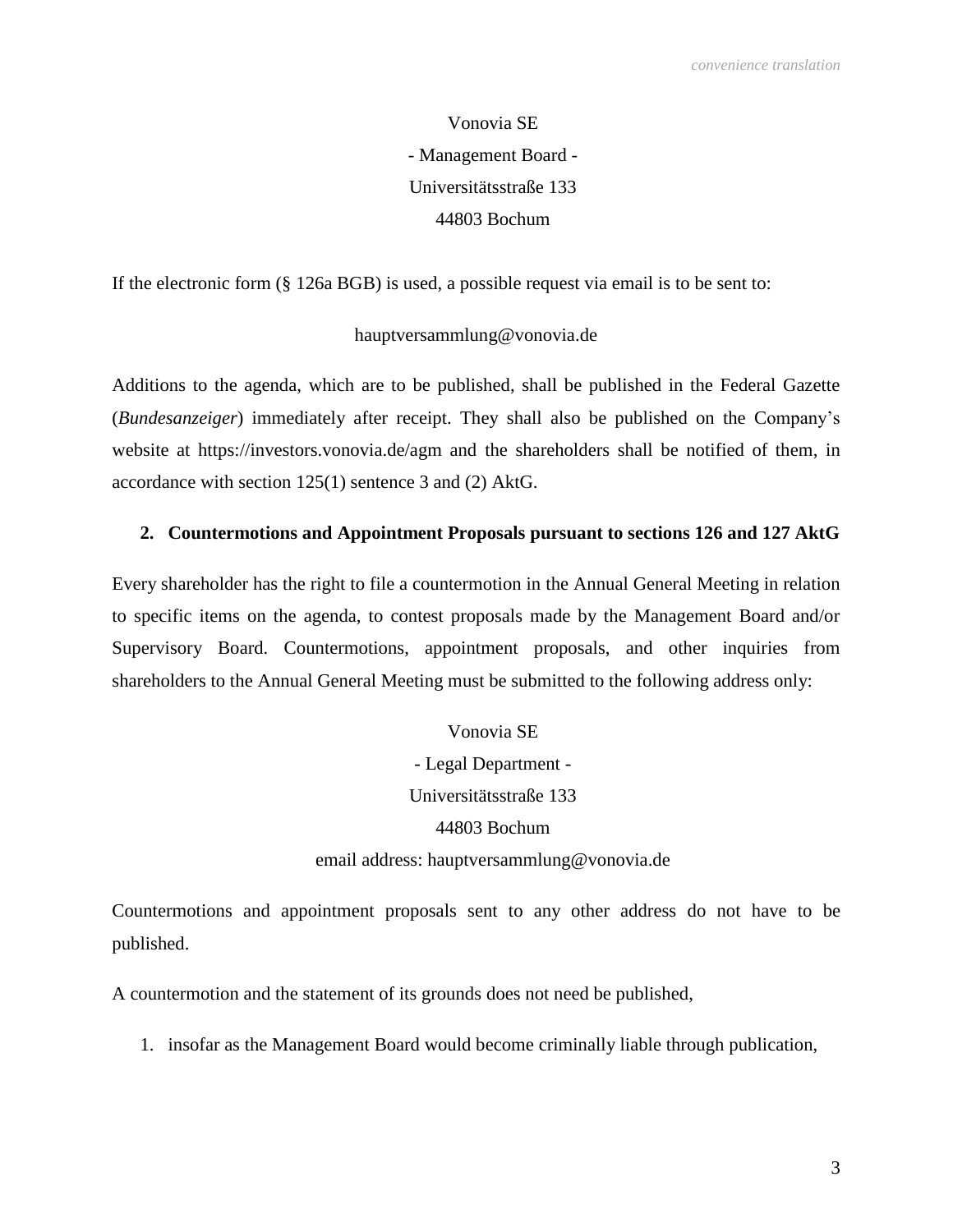Vonovia SE
- Management Board -
Universitätsstraße 133
44803 Bochum

If the electronic form (§ 126a BGB) is used, a possible request via email is to be sent to:

hauptversammlung@vonovia.de

Additions to the agenda, which are to be published, shall be published in the Federal Gazette (*Bundesanzeiger*) immediately after receipt. They shall also be published on the Company's website at https://investors.vonovia.de/agm and the shareholders shall be notified of them, in accordance with section 125(1) sentence 3 and (2) AktG.

**2. Countermotions and Appointment Proposals pursuant to sections 126 and 127 AktG**

Every shareholder has the right to file a countermotion in the Annual General Meeting in relation to specific items on the agenda, to contest proposals made by the Management Board and/or Supervisory Board. Countermotions, appointment proposals, and other inquiries from shareholders to the Annual General Meeting must be submitted to the following address only:

Vonovia SE
- Legal Department -
Universitätsstraße 133
44803 Bochum
email address: hauptversammlung@vonovia.de

Countermotions and appointment proposals sent to any other address do not have to be published.

A countermotion and the statement of its grounds does not need be published,

1. insofar as the Management Board would become criminally liable through publication,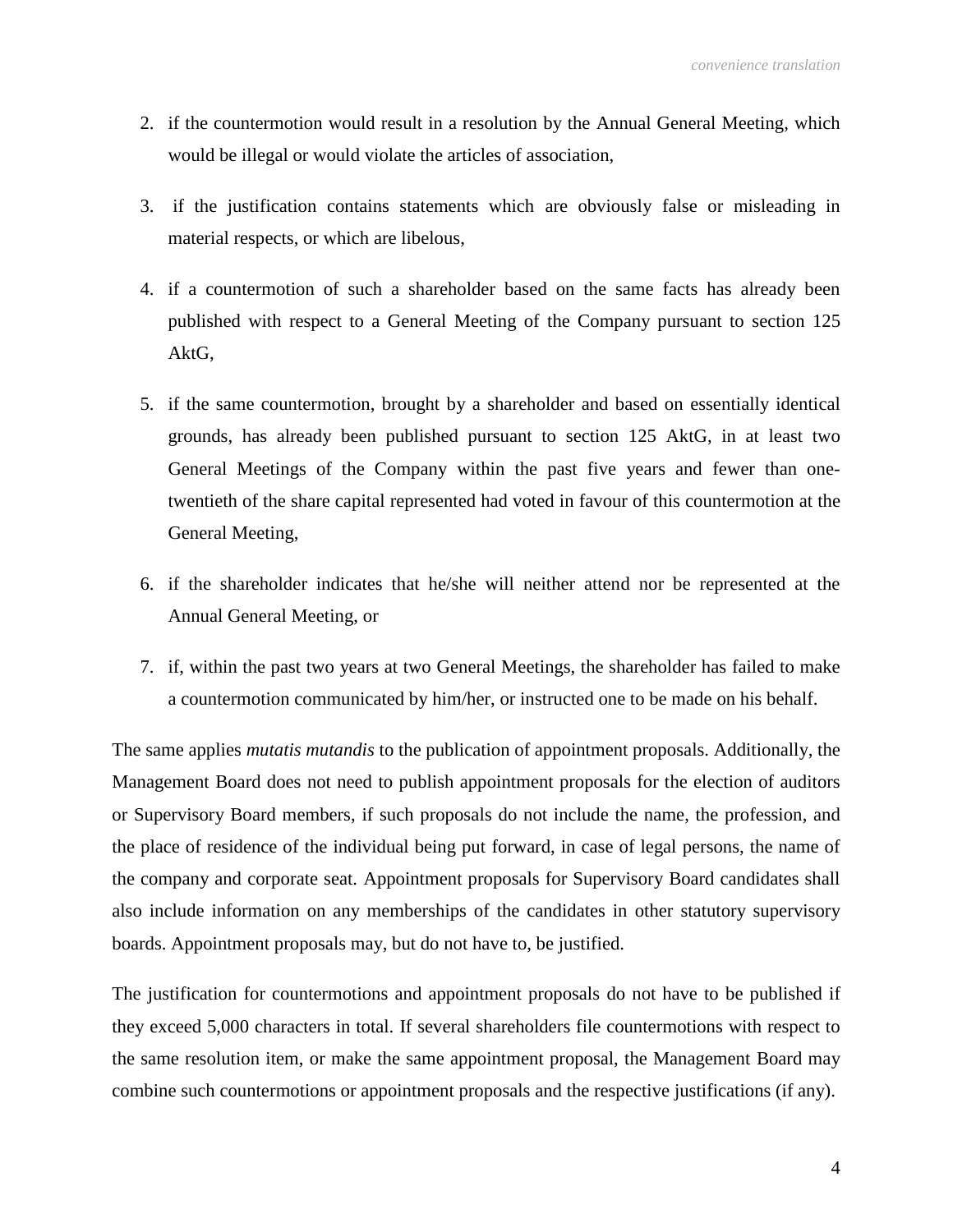2. if the countermotion would result in a resolution by the Annual General Meeting, which would be illegal or would violate the articles of association,

3. if the justification contains statements which are obviously false or misleading in material respects, or which are libelous,

4. if a countermotion of such a shareholder based on the same facts has already been published with respect to a General Meeting of the Company pursuant to section 125 AktG,

5. if the same countermotion, brought by a shareholder and based on essentially identical grounds, has already been published pursuant to section 125 AktG, in at least two General Meetings of the Company within the past five years and fewer than one-twentieth of the share capital represented had voted in favour of this countermotion at the General Meeting,

6. if the shareholder indicates that he/she will neither attend nor be represented at the Annual General Meeting, or

7. if, within the past two years at two General Meetings, the shareholder has failed to make a countermotion communicated by him/her, or instructed one to be made on his behalf.

The same applies *mutatis mutandis* to the publication of appointment proposals. Additionally, the Management Board does not need to publish appointment proposals for the election of auditors or Supervisory Board members, if such proposals do not include the name, the profession, and the place of residence of the individual being put forward, in case of legal persons, the name of the company and corporate seat. Appointment proposals for Supervisory Board candidates shall also include information on any memberships of the candidates in other statutory supervisory boards. Appointment proposals may, but do not have to, be justified.

The justification for countermotions and appointment proposals do not have to be published if they exceed 5,000 characters in total. If several shareholders file countermotions with respect to the same resolution item, or make the same appointment proposal, the Management Board may combine such countermotions or appointment proposals and the respective justifications (if any).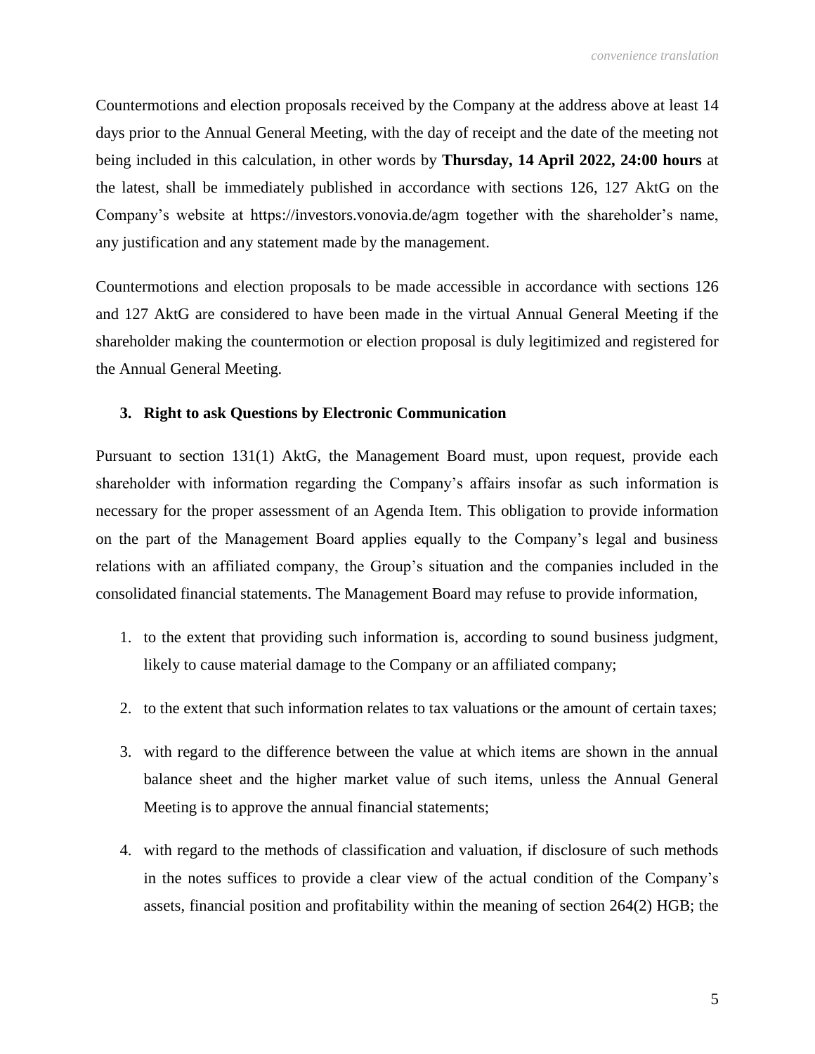Countermotions and election proposals received by the Company at the address above at least 14 days prior to the Annual General Meeting, with the day of receipt and the date of the meeting not being included in this calculation, in other words by **Thursday, 14 April 2022, 24:00 hours** at the latest, shall be immediately published in accordance with sections 126, 127 AktG on the Company's website at https://investors.vonovia.de/agm together with the shareholder's name, any justification and any statement made by the management.

Countermotions and election proposals to be made accessible in accordance with sections 126 and 127 AktG are considered to have been made in the virtual Annual General Meeting if the shareholder making the countermotion or election proposal is duly legitimized and registered for the Annual General Meeting.

### 3. Right to ask Questions by Electronic Communication

Pursuant to section 131(1) AktG, the Management Board must, upon request, provide each shareholder with information regarding the Company's affairs insofar as such information is necessary for the proper assessment of an Agenda Item. This obligation to provide information on the part of the Management Board applies equally to the Company's legal and business relations with an affiliated company, the Group's situation and the companies included in the consolidated financial statements. The Management Board may refuse to provide information,

1. to the extent that providing such information is, according to sound business judgment, likely to cause material damage to the Company or an affiliated company;
2. to the extent that such information relates to tax valuations or the amount of certain taxes;
3. with regard to the difference between the value at which items are shown in the annual balance sheet and the higher market value of such items, unless the Annual General Meeting is to approve the annual financial statements;
4. with regard to the methods of classification and valuation, if disclosure of such methods in the notes suffices to provide a clear view of the actual condition of the Company's assets, financial position and profitability within the meaning of section 264(2) HGB; the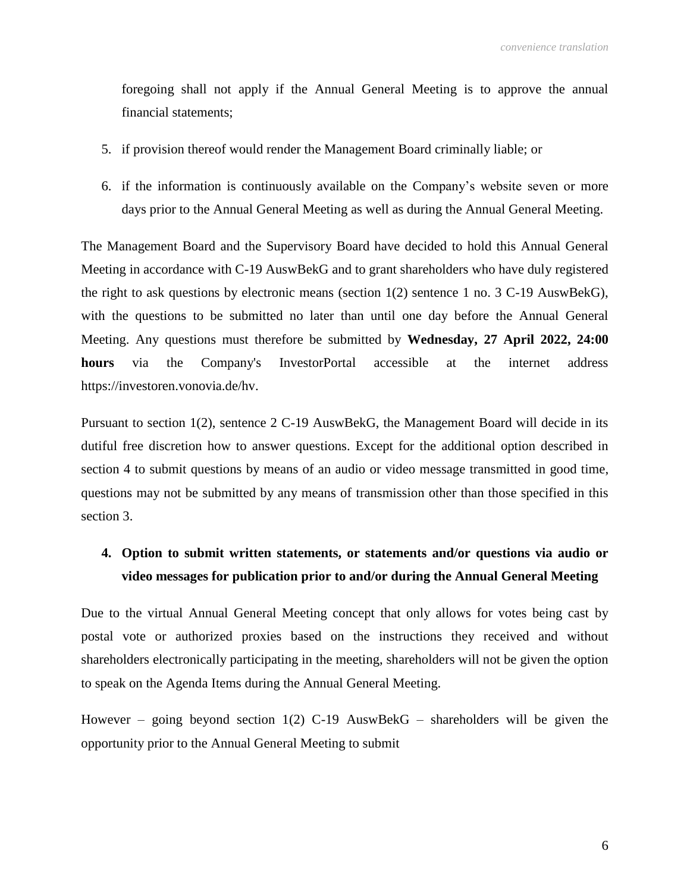foregoing shall not apply if the Annual General Meeting is to approve the annual financial statements;

5. if provision thereof would render the Management Board criminally liable; or

6. if the information is continuously available on the Company's website seven or more days prior to the Annual General Meeting as well as during the Annual General Meeting.

The Management Board and the Supervisory Board have decided to hold this Annual General Meeting in accordance with C-19 AuswBekG and to grant shareholders who have duly registered the right to ask questions by electronic means (section 1(2) sentence 1 no. 3 C-19 AuswBekG), with the questions to be submitted no later than until one day before the Annual General Meeting. Any questions must therefore be submitted by **Wednesday, 27 April 2022, 24:00 hours** via the Company's InvestorPortal accessible at the internet address https://investoren.vonovia.de/hv.

Pursuant to section 1(2), sentence 2 C-19 AuswBekG, the Management Board will decide in its dutiful free discretion how to answer questions. Except for the additional option described in section 4 to submit questions by means of an audio or video message transmitted in good time, questions may not be submitted by any means of transmission other than those specified in this section 3.

### 4. Option to submit written statements, or statements and/or questions via audio or video messages for publication prior to and/or during the Annual General Meeting

Due to the virtual Annual General Meeting concept that only allows for votes being cast by postal vote or authorized proxies based on the instructions they received and without shareholders electronically participating in the meeting, shareholders will not be given the option to speak on the Agenda Items during the Annual General Meeting.

However – going beyond section 1(2) C-19 AuswBekG – shareholders will be given the opportunity prior to the Annual General Meeting to submit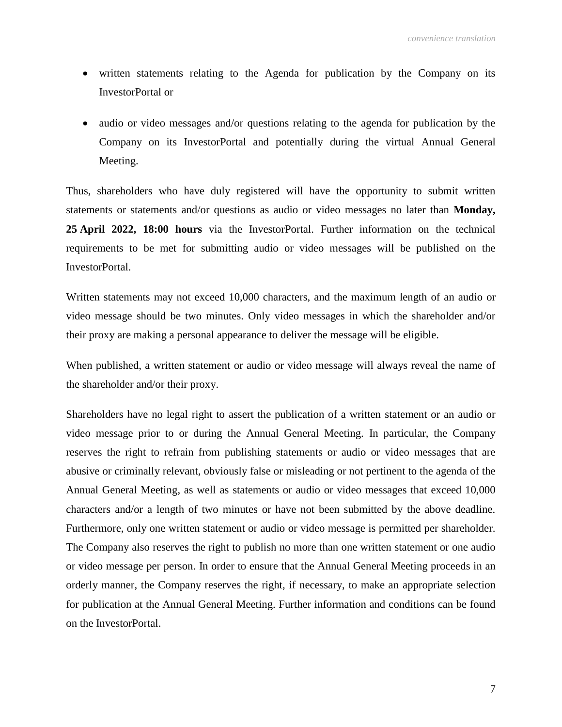- written statements relating to the Agenda for publication by the Company on its InvestorPortal or
- audio or video messages and/or questions relating to the agenda for publication by the Company on its InvestorPortal and potentially during the virtual Annual General Meeting.

Thus, shareholders who have duly registered will have the opportunity to submit written statements or statements and/or questions as audio or video messages no later than **Monday, 25 April 2022, 18:00 hours** via the InvestorPortal. Further information on the technical requirements to be met for submitting audio or video messages will be published on the InvestorPortal.

Written statements may not exceed 10,000 characters, and the maximum length of an audio or video message should be two minutes. Only video messages in which the shareholder and/or their proxy are making a personal appearance to deliver the message will be eligible.

When published, a written statement or audio or video message will always reveal the name of the shareholder and/or their proxy.

Shareholders have no legal right to assert the publication of a written statement or an audio or video message prior to or during the Annual General Meeting. In particular, the Company reserves the right to refrain from publishing statements or audio or video messages that are abusive or criminally relevant, obviously false or misleading or not pertinent to the agenda of the Annual General Meeting, as well as statements or audio or video messages that exceed 10,000 characters and/or a length of two minutes or have not been submitted by the above deadline. Furthermore, only one written statement or audio or video message is permitted per shareholder. The Company also reserves the right to publish no more than one written statement or one audio or video message per person. In order to ensure that the Annual General Meeting proceeds in an orderly manner, the Company reserves the right, if necessary, to make an appropriate selection for publication at the Annual General Meeting. Further information and conditions can be found on the InvestorPortal.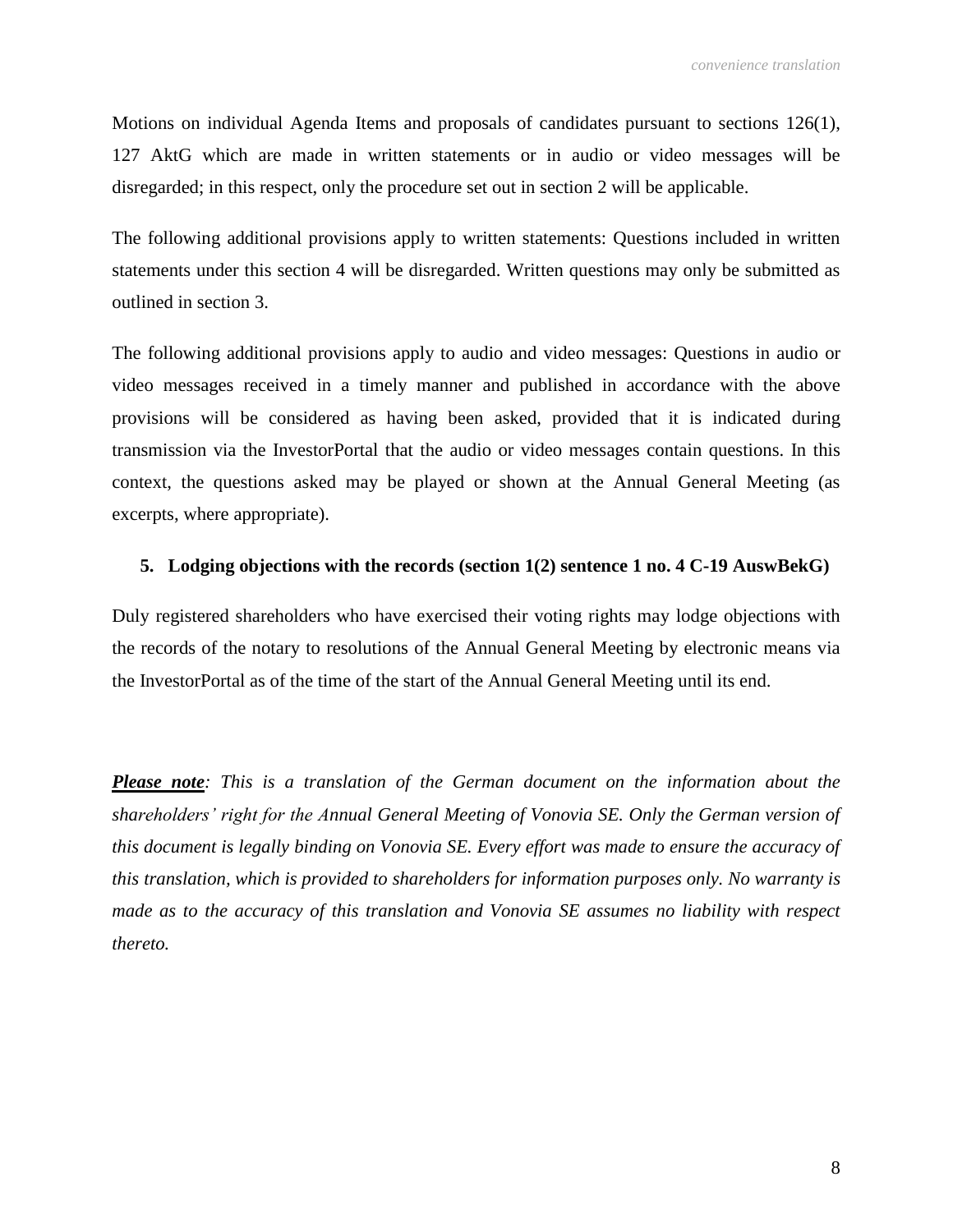Motions on individual Agenda Items and proposals of candidates pursuant to sections 126(1), 127 AktG which are made in written statements or in audio or video messages will be disregarded; in this respect, only the procedure set out in section 2 will be applicable.

The following additional provisions apply to written statements: Questions included in written statements under this section 4 will be disregarded. Written questions may only be submitted as outlined in section 3.

The following additional provisions apply to audio and video messages: Questions in audio or video messages received in a timely manner and published in accordance with the above provisions will be considered as having been asked, provided that it is indicated during transmission via the InvestorPortal that the audio or video messages contain questions. In this context, the questions asked may be played or shown at the Annual General Meeting (as excerpts, where appropriate).

### 5. Lodging objections with the records (section 1(2) sentence 1 no. 4 C-19 AuswBekG)

Duly registered shareholders who have exercised their voting rights may lodge objections with the records of the notary to resolutions of the Annual General Meeting by electronic means via the InvestorPortal as of the time of the start of the Annual General Meeting until its end.

***Please note**: This is a translation of the German document on the information about the shareholders' right for the Annual General Meeting of Vonovia SE. Only the German version of this document is legally binding on Vonovia SE. Every effort was made to ensure the accuracy of this translation, which is provided to shareholders for information purposes only. No warranty is made as to the accuracy of this translation and Vonovia SE assumes no liability with respect thereto.*